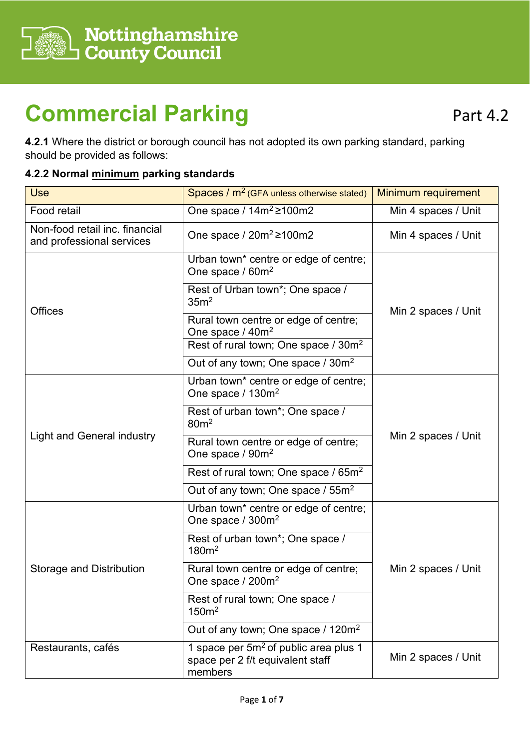Nottinghamshire County Council

# Commercial Parking

Part 4.2

**4.2.1** Where the district or borough council has not adopted its own parking standard, parking should be provided as follows:

### 4.2.2 Normal minimum parking standards

| Use | Spaces / $m^2$ (GFA unless otherwise stated) | Minimum requirement |
|---|---|---|
| Food retail | One space / $14m^2$ ≥100m2 | Min 4 spaces / Unit |
| Non-food retail inc. financial and professional services | One space / $20m^2$ ≥100m2 | Min 4 spaces / Unit |
| Offices | Urban town* centre or edge of centre; One space / $60m^2$ | Min 2 spaces / Unit |
| | Rest of Urban town*; One space / $35m^2$ | |
| | Rural town centre or edge of centre; One space / $40m^2$ | |
| | Rest of rural town; One space / $30m^2$ | |
| | Out of any town; One space / $30m^2$ | |
| Light and General industry | Urban town* centre or edge of centre; One space / $130m^2$ | Min 2 spaces / Unit |
| | Rest of urban town*; One space / $80m^2$ | |
| | Rural town centre or edge of centre; One space / $90m^2$ | |
| | Rest of rural town; One space / $65m^2$ | |
| | Out of any town; One space / $55m^2$ | |
| Storage and Distribution | Urban town* centre or edge of centre; One space / $300m^2$ | Min 2 spaces / Unit |
| | Rest of urban town*; One space / $180m^2$ | |
| | Rural town centre or edge of centre; One space / $200m^2$ | |
| | Rest of rural town; One space / $150m^2$ | |
| | Out of any town; One space / $120m^2$ | |
| Restaurants, cafés | 1 space per $5m^2$ of public area plus 1 space per 2 f/t equivalent staff members | Min 2 spaces / Unit |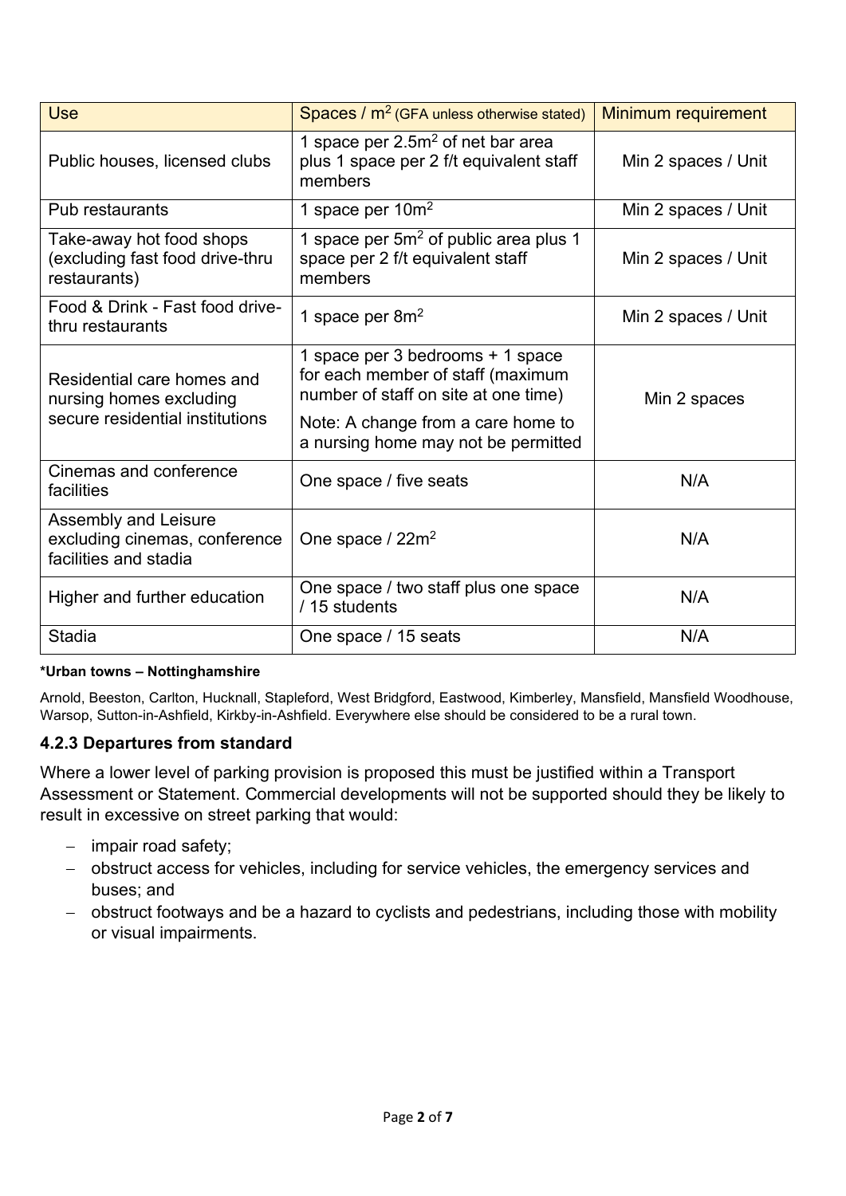| Use | Spaces / $m^2$ (GFA unless otherwise stated) | Minimum requirement |
| --- | --- | --- |
| Public houses, licensed clubs | 1 space per $2.5m^2$ of net bar area plus 1 space per 2 f/t equivalent staff members | Min 2 spaces / Unit |
| Pub restaurants | 1 space per $10m^2$ | Min 2 spaces / Unit |
| Take-away hot food shops (excluding fast food drive-thru restaurants) | 1 space per $5m^2$ of public area plus 1 space per 2 f/t equivalent staff members | Min 2 spaces / Unit |
| Food & Drink - Fast food drive-thru restaurants | 1 space per $8m^2$ | Min 2 spaces / Unit |
| Residential care homes and nursing homes excluding secure residential institutions | 1 space per 3 bedrooms + 1 space for each member of staff (maximum number of staff on site at one time)<br><br>Note: A change from a care home to a nursing home may not be permitted | Min 2 spaces |
| Cinemas and conference facilities | One space / five seats | N/A |
| Assembly and Leisure excluding cinemas, conference facilities and stadia | One space / $22m^2$ | N/A |
| Higher and further education | One space / two staff plus one space / 15 students | N/A |
| Stadia | One space / 15 seats | N/A |

***Urban towns – Nottinghamshire**

Arnold, Beeston, Carlton, Hucknall, Stapleford, West Bridgford, Eastwood, Kimberley, Mansfield, Mansfield Woodhouse, Warsop, Sutton-in-Ashfield, Kirkby-in-Ashfield. Everywhere else should be considered to be a rural town.

### 4.2.3 Departures from standard

Where a lower level of parking provision is proposed this must be justified within a Transport Assessment or Statement. Commercial developments will not be supported should they be likely to result in excessive on street parking that would:

- impair road safety;
- obstruct access for vehicles, including for service vehicles, the emergency services and buses; and
- obstruct footways and be a hazard to cyclists and pedestrians, including those with mobility or visual impairments.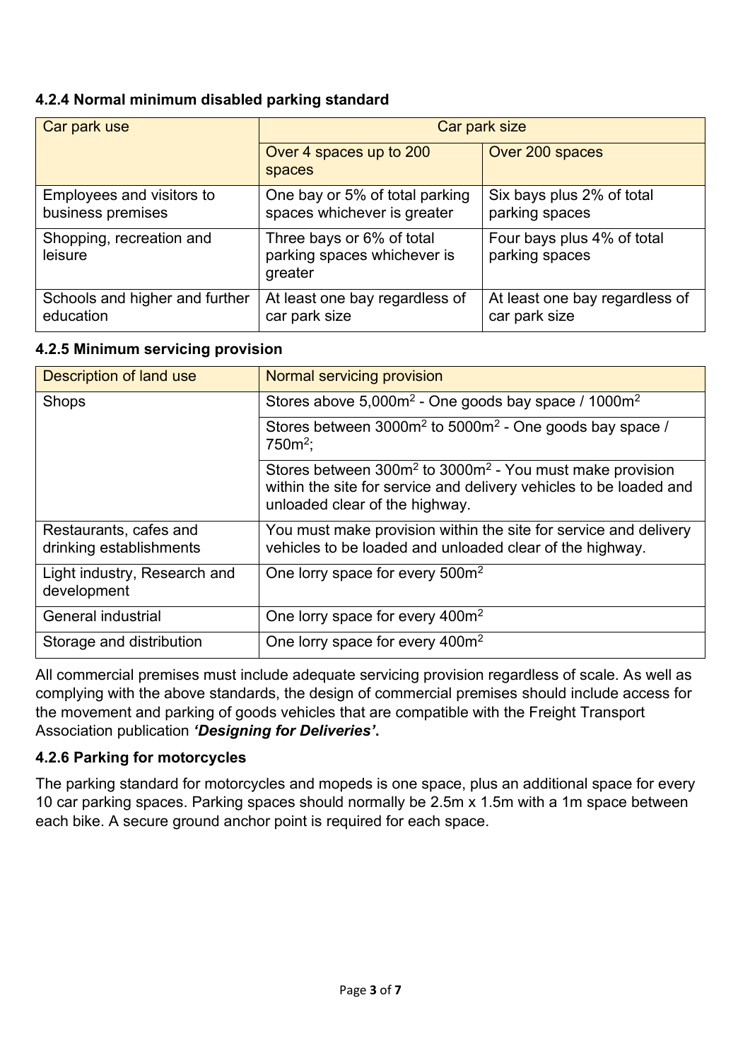### 4.2.4 Normal minimum disabled parking standard

| Car park use | Car park size | |
|---|---|---|
| | Over 4 spaces up to 200 spaces | Over 200 spaces |
| Employees and visitors to business premises | One bay or 5% of total parking spaces whichever is greater | Six bays plus 2% of total parking spaces |
| Shopping, recreation and leisure | Three bays or 6% of total parking spaces whichever is greater | Four bays plus 4% of total parking spaces |
| Schools and higher and further education | At least one bay regardless of car park size | At least one bay regardless of car park size |

### 4.2.5 Minimum servicing provision

| Description of land use | Normal servicing provision |
|---|---|
| Shops | Stores above 5,000m$^2$ - One goods bay space / 1000m$^2$ |
| | Stores between 3000m$^2$ to 5000m$^2$ - One goods bay space / 750m$^2$; |
| | Stores between 300m$^2$ to 3000m$^2$ - You must make provision within the site for service and delivery vehicles to be loaded and unloaded clear of the highway. |
| Restaurants, cafes and drinking establishments | You must make provision within the site for service and delivery vehicles to be loaded and unloaded clear of the highway. |
| Light industry, Research and development | One lorry space for every 500m$^2$ |
| General industrial | One lorry space for every 400m$^2$ |
| Storage and distribution | One lorry space for every 400m$^2$ |

All commercial premises must include adequate servicing provision regardless of scale. As well as complying with the above standards, the design of commercial premises should include access for the movement and parking of goods vehicles that are compatible with the Freight Transport Association publication ***'Designing for Deliveries'***.

### 4.2.6 Parking for motorcycles

The parking standard for motorcycles and mopeds is one space, plus an additional space for every 10 car parking spaces. Parking spaces should normally be 2.5m x 1.5m with a 1m space between each bike. A secure ground anchor point is required for each space.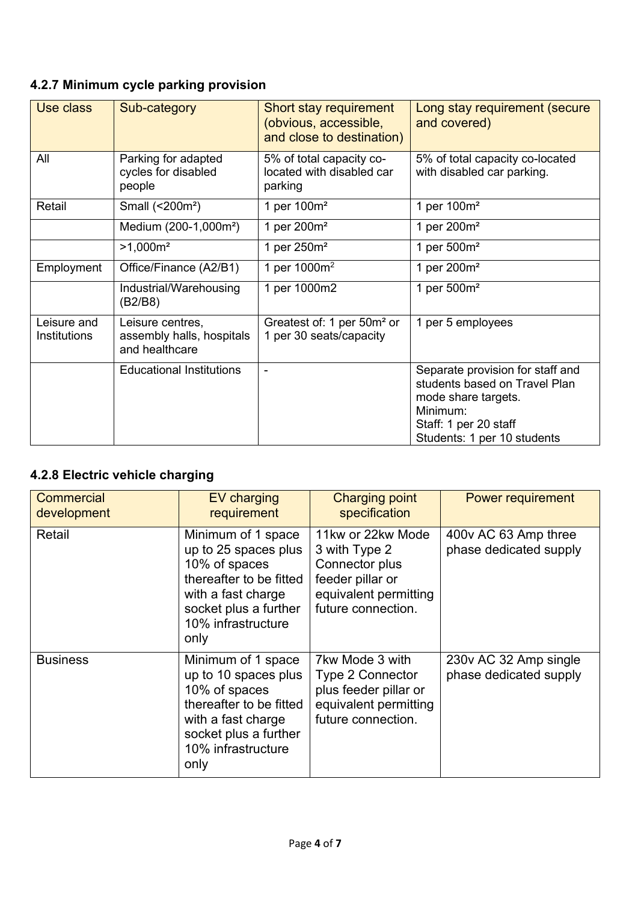#### 4.2.7 Minimum cycle parking provision

| Use class | Sub-category | Short stay requirement (obvious, accessible, and close to destination) | Long stay requirement (secure and covered) |
|---|---|---|---|
| All | Parking for adapted cycles for disabled people | 5% of total capacity co-located with disabled car parking | 5% of total capacity co-located with disabled car parking. |
| Retail | Small (<200m²) | 1 per 100m² | 1 per 100m² |
| | Medium (200-1,000m²) | 1 per 200m² | 1 per 200m² |
| | >1,000m² | 1 per 250m² | 1 per 500m² |
| Employment | Office/Finance (A2/B1) | 1 per 1000m² | 1 per 200m² |
| | Industrial/Warehousing (B2/B8) | 1 per 1000m2 | 1 per 500m² |
| Leisure and Institutions | Leisure centres, assembly halls, hospitals and healthcare | Greatest of: 1 per 50m² or 1 per 30 seats/capacity | 1 per 5 employees |
| | Educational Institutions | - | Separate provision for staff and students based on Travel Plan mode share targets.<br>Minimum:<br>Staff: 1 per 20 staff<br>Students: 1 per 10 students |

#### 4.2.8 Electric vehicle charging

| Commercial development | EV charging requirement | Charging point specification | Power requirement |
|---|---|---|---|
| Retail | Minimum of 1 space up to 25 spaces plus 10% of spaces thereafter to be fitted with a fast charge socket plus a further 10% infrastructure only | 11kw or 22kw Mode 3 with Type 2 Connector plus feeder pillar or equivalent permitting future connection. | 400v AC 63 Amp three phase dedicated supply |
| Business | Minimum of 1 space up to 10 spaces plus 10% of spaces thereafter to be fitted with a fast charge socket plus a further 10% infrastructure only | 7kw Mode 3 with Type 2 Connector plus feeder pillar or equivalent permitting future connection. | 230v AC 32 Amp single phase dedicated supply |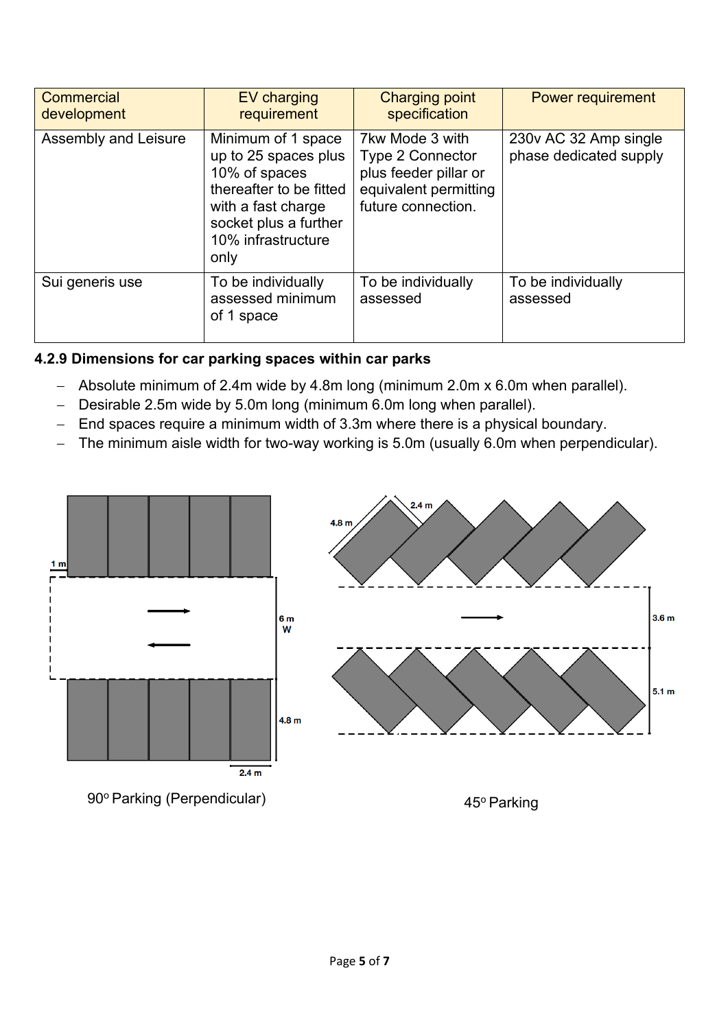| Commercial development | EV charging requirement | Charging point specification | Power requirement |
|---|---|---|---|
| Assembly and Leisure | Minimum of 1 space up to 25 spaces plus 10% of spaces thereafter to be fitted with a fast charge socket plus a further 10% infrastructure only | 7kw Mode 3 with Type 2 Connector plus feeder pillar or equivalent permitting future connection. | 230v AC 32 Amp single phase dedicated supply |
| Sui generis use | To be individually assessed minimum of 1 space | To be individually assessed | To be individually assessed |

**4.2.9 Dimensions for car parking spaces within car parks**

- Absolute minimum of 2.4m wide by 4.8m long (minimum 2.0m x 6.0m when parallel).
- Desirable 2.5m wide by 5.0m long (minimum 6.0m long when parallel).
- End spaces require a minimum width of 3.3m where there is a physical boundary.
- The minimum aisle width for two-way working is 5.0m (usually 6.0m when perpendicular).

90° Parking (Perpendicular)

45° Parking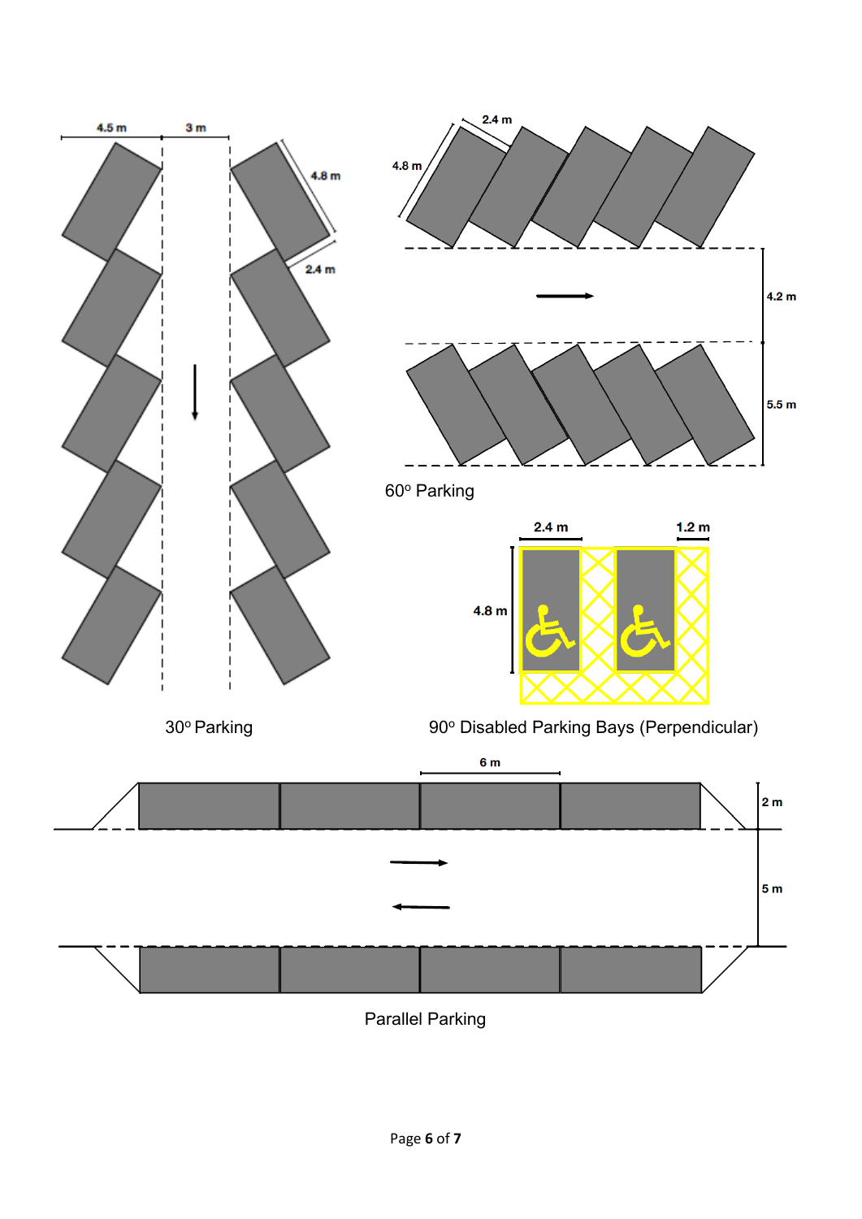4.5 m | 3 m

4.8 m

2.4 m

30° Parking

2.4 m

4.8 m

4.2 m

5.5 m

60° Parking

2.4 m | 1.2 m

4.8 m

90° Disabled Parking Bays (Perpendicular)

6 m

2 m

5 m

Parallel Parking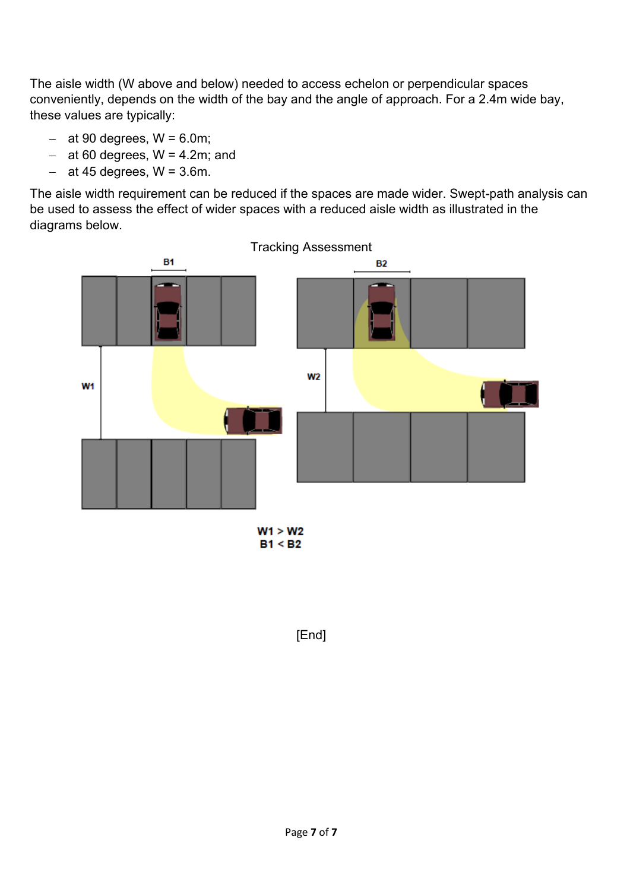The aisle width (W above and below) needed to access echelon or perpendicular spaces conveniently, depends on the width of the bay and the angle of approach. For a 2.4m wide bay, these values are typically:

- at 90 degrees, W = 6.0m;
- at 60 degrees, W = 4.2m; and
- at 45 degrees, W = 3.6m.

The aisle width requirement can be reduced if the spaces are made wider. Swept-path analysis can be used to assess the effect of wider spaces with a reduced aisle width as illustrated in the diagrams below.

Tracking Assessment

B1

W1

B2

W2

W1 > W2
B1 < B2

[End]